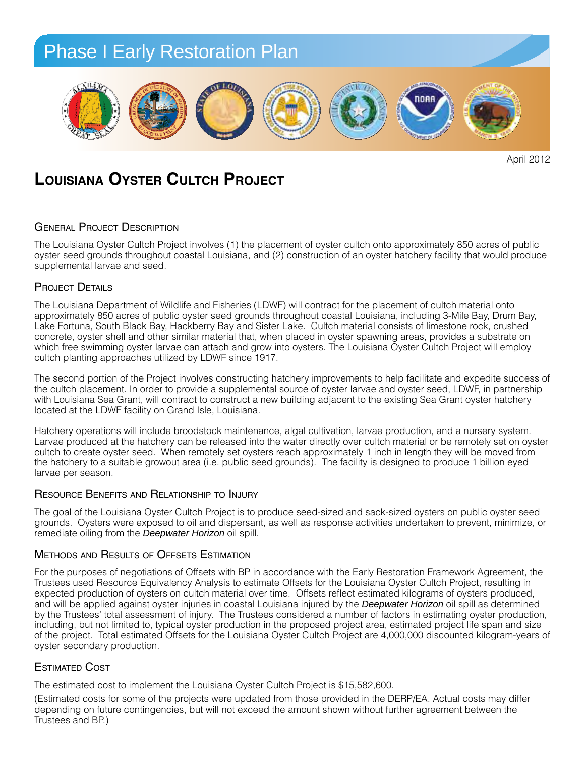# Phase I Early Restoration Plan

April 2012

## Louisiana Oyster Cultch Project

### General Project Description

The Louisiana Oyster Cultch Project involves (1) the placement of oyster cultch onto approximately 850 acres of public oyster seed grounds throughout coastal Louisiana, and (2) construction of an oyster hatchery facility that would produce supplemental larvae and seed.

### Project Details

The Louisiana Department of Wildlife and Fisheries (LDWF) will contract for the placement of cultch material onto approximately 850 acres of public oyster seed grounds throughout coastal Louisiana, including 3-Mile Bay, Drum Bay, Lake Fortuna, South Black Bay, Hackberry Bay and Sister Lake. Cultch material consists of limestone rock, crushed concrete, oyster shell and other similar material that, when placed in oyster spawning areas, provides a substrate on which free swimming oyster larvae can attach and grow into oysters. The Louisiana Oyster Cultch Project will employ cultch planting approaches utilized by LDWF since 1917.

The second portion of the Project involves constructing hatchery improvements to help facilitate and expedite success of the cultch placement. In order to provide a supplemental source of oyster larvae and oyster seed, LDWF, in partnership with Louisiana Sea Grant, will contract to construct a new building adjacent to the existing Sea Grant oyster hatchery located at the LDWF facility on Grand Isle, Louisiana.

Hatchery operations will include broodstock maintenance, algal cultivation, larvae production, and a nursery system. Larvae produced at the hatchery can be released into the water directly over cultch material or be remotely set on oyster cultch to create oyster seed. When remotely set oysters reach approximately 1 inch in length they will be moved from the hatchery to a suitable growout area (i.e. public seed grounds). The facility is designed to produce 1 billion eyed larvae per season.

### Resource Benefits and Relationship to Injury

The goal of the Louisiana Oyster Cultch Project is to produce seed-sized and sack-sized oysters on public oyster seed grounds. Oysters were exposed to oil and dispersant, as well as response activities undertaken to prevent, minimize, or remediate oiling from the *Deepwater Horizon* oil spill.

### Methods and Results of Offsets Estimation

For the purposes of negotiations of Offsets with BP in accordance with the Early Restoration Framework Agreement, the Trustees used Resource Equivalency Analysis to estimate Offsets for the Louisiana Oyster Cultch Project, resulting in expected production of oysters on cultch material over time. Offsets reflect estimated kilograms of oysters produced, and will be applied against oyster injuries in coastal Louisiana injured by the *Deepwater Horizon* oil spill as determined by the Trustees' total assessment of injury. The Trustees considered a number of factors in estimating oyster production, including, but not limited to, typical oyster production in the proposed project area, estimated project life span and size of the project. Total estimated Offsets for the Louisiana Oyster Cultch Project are 4,000,000 discounted kilogram-years of oyster secondary production.

### Estimated Cost

The estimated cost to implement the Louisiana Oyster Cultch Project is $15,582,600.

(Estimated costs for some of the projects were updated from those provided in the DERP/EA. Actual costs may differ depending on future contingencies, but will not exceed the amount shown without further agreement between the Trustees and BP.)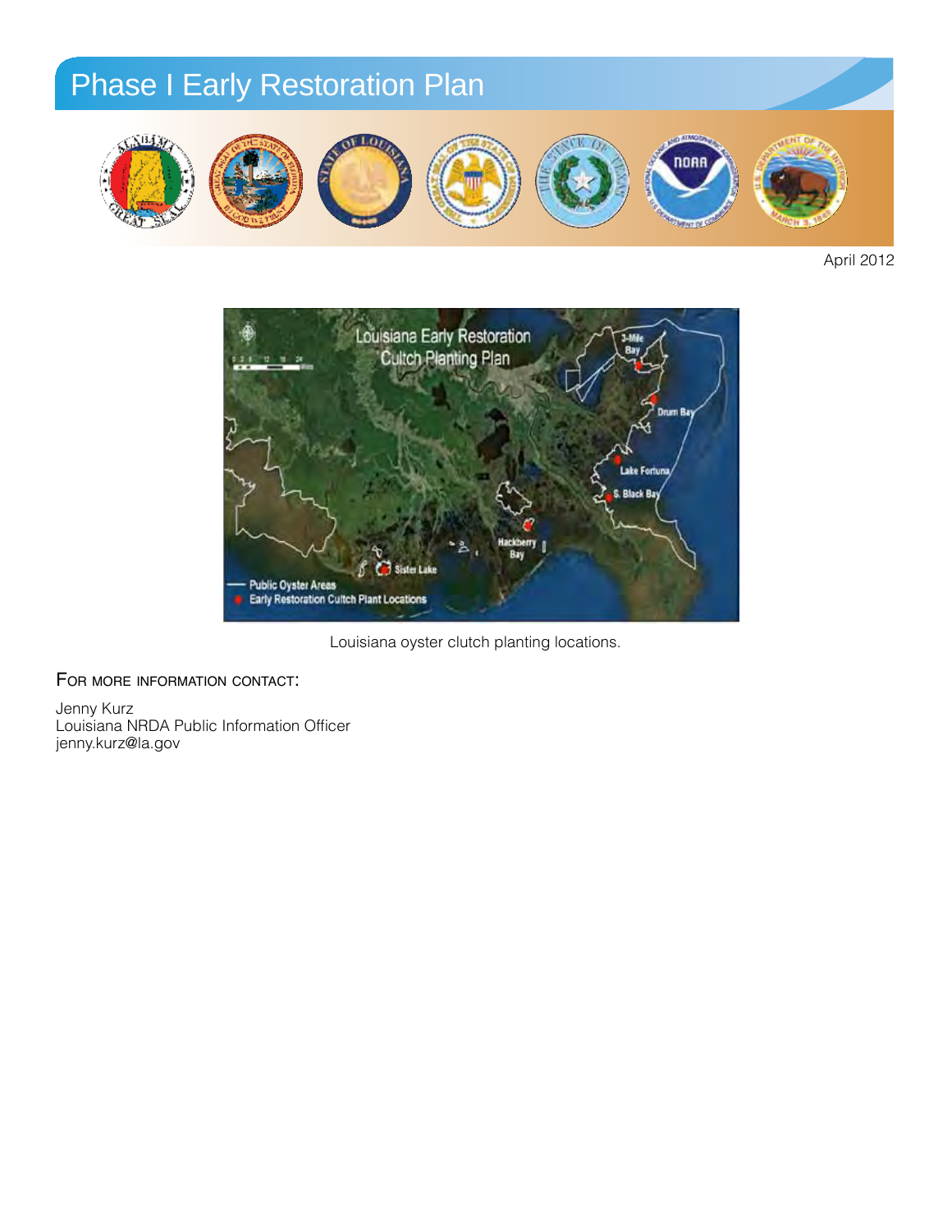# Phase I Early Restoration Plan

April 2012

Louisiana Early Restoration
Cultch Planting Plan

3-Mile Bay
Drum Bay
Lake Fortuna
S. Black Bay
Hackberry Bay
Sister Lake

Public Oyster Areas
Early Restoration Cultch Plant Locations

Louisiana oyster clutch planting locations.

FOR MORE INFORMATION CONTACT:

Jenny Kurz
Louisiana NRDA Public Information Officer
jenny.kurz@la.gov